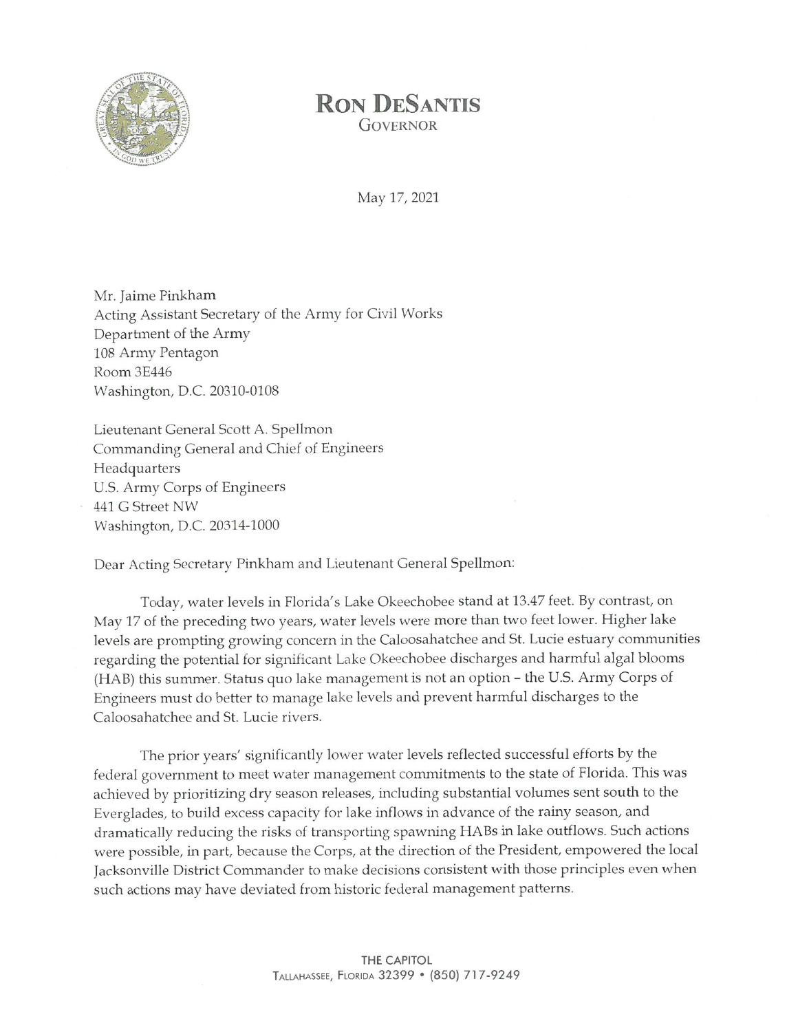# RON DESANTIS
GOVERNOR

May 17, 2021

Mr. Jaime Pinkham
Acting Assistant Secretary of the Army for Civil Works
Department of the Army
108 Army Pentagon
Room 3E446
Washington, D.C. 20310-0108

Lieutenant General Scott A. Spellmon
Commanding General and Chief of Engineers
Headquarters
U.S. Army Corps of Engineers
441 G Street NW
Washington, D.C. 20314-1000

Dear Acting Secretary Pinkham and Lieutenant General Spellmon:

Today, water levels in Florida's Lake Okeechobee stand at 13.47 feet. By contrast, on May 17 of the preceding two years, water levels were more than two feet lower. Higher lake levels are prompting growing concern in the Caloosahatchee and St. Lucie estuary communities regarding the potential for significant Lake Okeechobee discharges and harmful algal blooms (HAB) this summer. Status quo lake management is not an option – the U.S. Army Corps of Engineers must do better to manage lake levels and prevent harmful discharges to the Caloosahatchee and St. Lucie rivers.

The prior years' significantly lower water levels reflected successful efforts by the federal government to meet water management commitments to the state of Florida. This was achieved by prioritizing dry season releases, including substantial volumes sent south to the Everglades, to build excess capacity for lake inflows in advance of the rainy season, and dramatically reducing the risks of transporting spawning HABs in lake outflows. Such actions were possible, in part, because the Corps, at the direction of the President, empowered the local Jacksonville District Commander to make decisions consistent with those principles even when such actions may have deviated from historic federal management patterns.

THE CAPITOL
TALLAHASSEE, FLORIDA 32399 • (850) 717-9249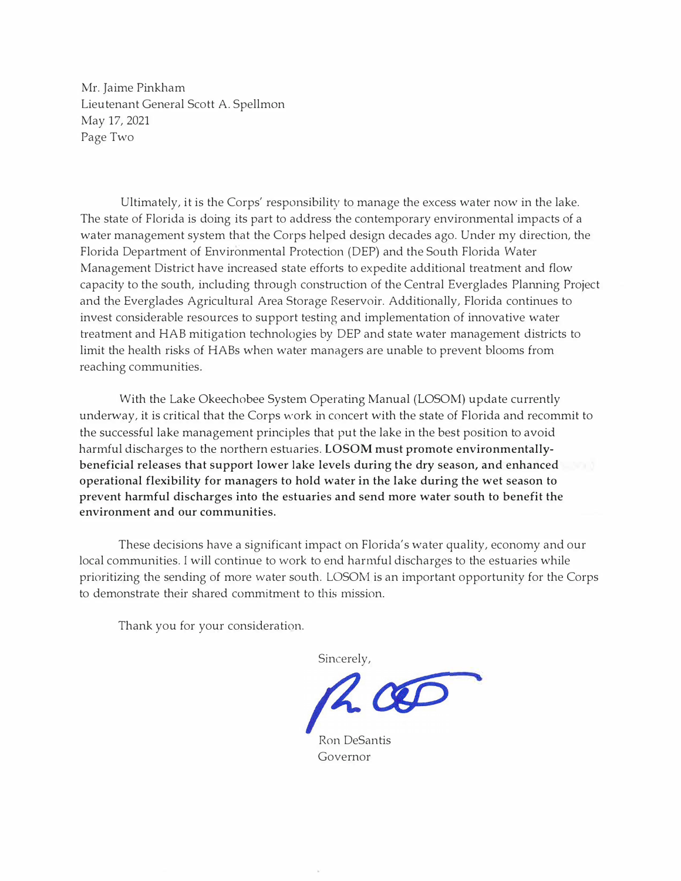Mr. Jaime Pinkham
Lieutenant General Scott A. Spellmon
May 17, 2021
Page Two

Ultimately, it is the Corps' responsibility to manage the excess water now in the lake. The state of Florida is doing its part to address the contemporary environmental impacts of a water management system that the Corps helped design decades ago. Under my direction, the Florida Department of Environmental Protection (DEP) and the South Florida Water Management District have increased state efforts to expedite additional treatment and flow capacity to the south, including through construction of the Central Everglades Planning Project and the Everglades Agricultural Area Storage Reservoir. Additionally, Florida continues to invest considerable resources to support testing and implementation of innovative water treatment and HAB mitigation technologies by DEP and state water management districts to limit the health risks of HABs when water managers are unable to prevent blooms from reaching communities.

With the Lake Okeechobee System Operating Manual (LOSOM) update currently underway, it is critical that the Corps work in concert with the state of Florida and recommit to the successful lake management principles that put the lake in the best position to avoid harmful discharges to the northern estuaries. **LOSOM must promote environmentally-beneficial releases that support lower lake levels during the dry season, and enhanced operational flexibility for managers to hold water in the lake during the wet season to prevent harmful discharges into the estuaries and send more water south to benefit the environment and our communities.**

These decisions have a significant impact on Florida's water quality, economy and our local communities. I will continue to work to end harmful discharges to the estuaries while prioritizing the sending of more water south. LOSOM is an important opportunity for the Corps to demonstrate their shared commitment to this mission.

Thank you for your consideration.

Sincerely,

Ron DeSantis
Governor